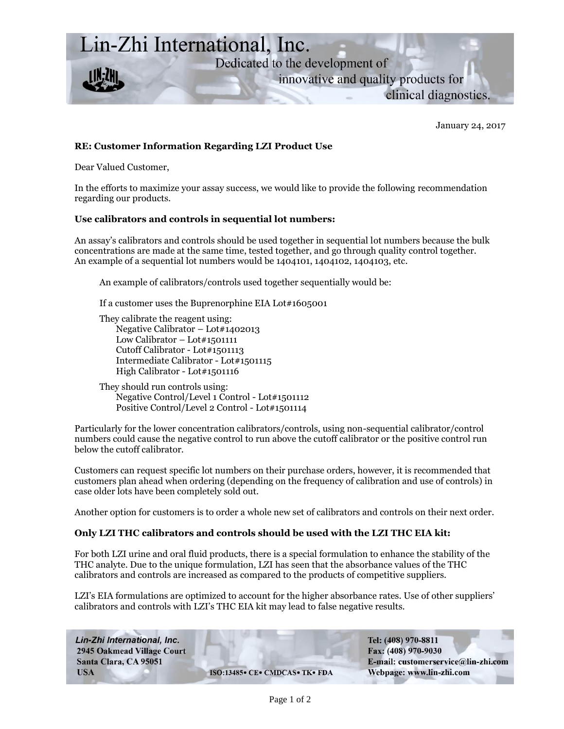# Lin-Zhi International, Inc.

Dedicated to the development of innovative and quality products for clinical diagnostics.

January 24, 2017

**RE: Customer Information Regarding LZI Product Use**

Dear Valued Customer,

In the efforts to maximize your assay success, we would like to provide the following recommendation regarding our products.

**Use calibrators and controls in sequential lot numbers:**

An assay's calibrators and controls should be used together in sequential lot numbers because the bulk concentrations are made at the same time, tested together, and go through quality control together. An example of a sequential lot numbers would be 1404101, 1404102, 1404103, etc.

An example of calibrators/controls used together sequentially would be:

If a customer uses the Buprenorphine EIA Lot#1605001

They calibrate the reagent using:
- Negative Calibrator – Lot#1402013
- Low Calibrator – Lot#1501111
- Cutoff Calibrator - Lot#1501113
- Intermediate Calibrator - Lot#1501115
- High Calibrator - Lot#1501116

They should run controls using:
- Negative Control/Level 1 Control - Lot#1501112
- Positive Control/Level 2 Control - Lot#1501114

Particularly for the lower concentration calibrators/controls, using non-sequential calibrator/control numbers could cause the negative control to run above the cutoff calibrator or the positive control run below the cutoff calibrator.

Customers can request specific lot numbers on their purchase orders, however, it is recommended that customers plan ahead when ordering (depending on the frequency of calibration and use of controls) in case older lots have been completely sold out.

Another option for customers is to order a whole new set of calibrators and controls on their next order.

**Only LZI THC calibrators and controls should be used with the LZI THC EIA kit:**

For both LZI urine and oral fluid products, there is a special formulation to enhance the stability of the THC analyte. Due to the unique formulation, LZI has seen that the absorbance values of the THC calibrators and controls are increased as compared to the products of competitive suppliers.

LZI's EIA formulations are optimized to account for the higher absorbance rates. Use of other suppliers' calibrators and controls with LZI's THC EIA kit may lead to false negative results.

*Lin-Zhi International, Inc.*
2945 Oakmead Village Court
Santa Clara, CA 95051
USA

ISO:13485• CE• CMDCAS• TK• FDA

Tel: (408) 970-8811
Fax: (408) 970-9030
E-mail: customerservice@lin-zhi.com
Webpage: www.lin-zhi.com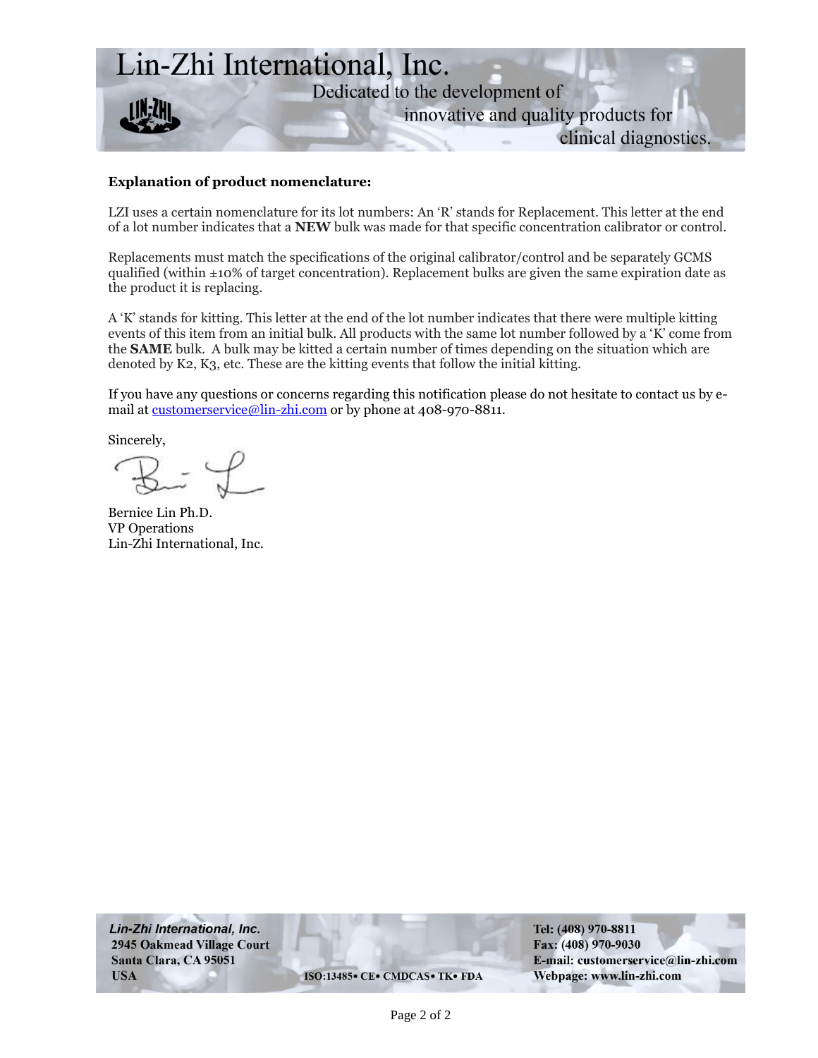**Explanation of product nomenclature:**

LZI uses a certain nomenclature for its lot numbers: An 'R' stands for Replacement. This letter at the end of a lot number indicates that a **NEW** bulk was made for that specific concentration calibrator or control.

Replacements must match the specifications of the original calibrator/control and be separately GCMS qualified (within ±10% of target concentration). Replacement bulks are given the same expiration date as the product it is replacing.

A 'K' stands for kitting. This letter at the end of the lot number indicates that there were multiple kitting events of this item from an initial bulk. All products with the same lot number followed by a 'K' come from the **SAME** bulk. A bulk may be kitted a certain number of times depending on the situation which are denoted by K2, K3, etc. These are the kitting events that follow the initial kitting.

If you have any questions or concerns regarding this notification please do not hesitate to contact us by e-mail at customerservice@lin-zhi.com or by phone at 408-970-8811.

Sincerely,

Bernice Lin Ph.D.
VP Operations
Lin-Zhi International, Inc.